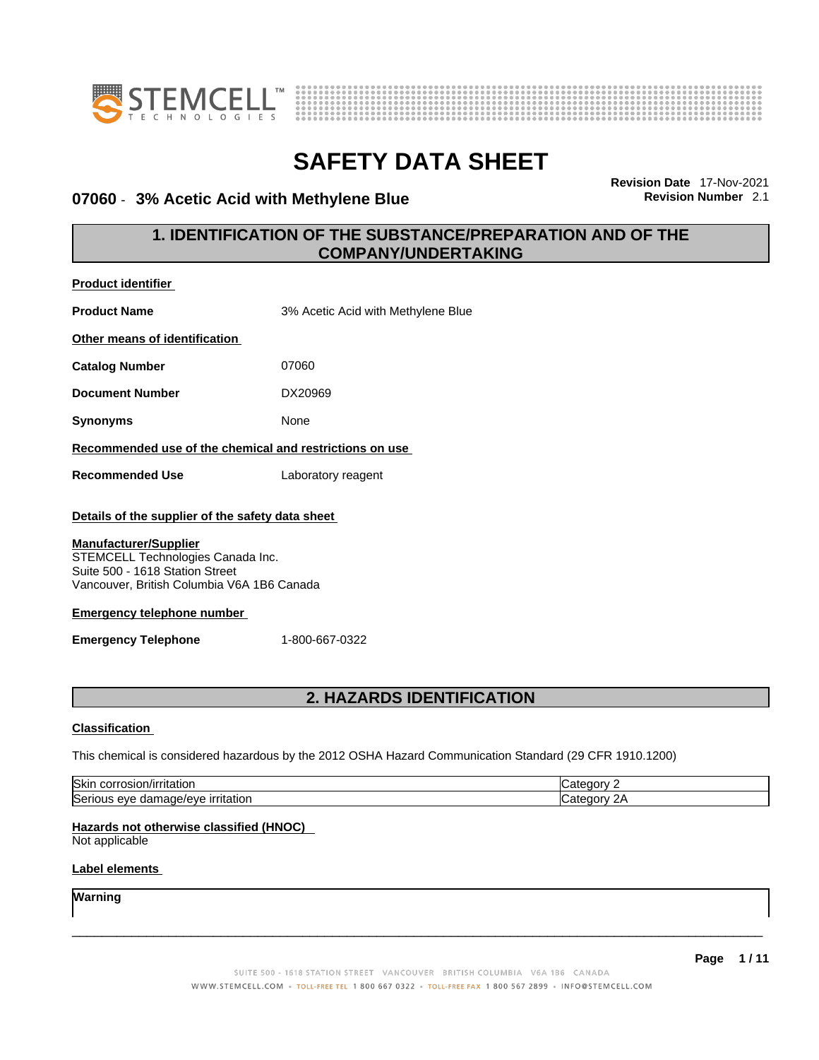# SAFETY DATA SHEET

**07060 - 3% Acetic Acid with Methylene Blue**

**Revision Date** 17-Nov-2021
**Revision Number** 2.1

## 1. IDENTIFICATION OF THE SUBSTANCE/PREPARATION AND OF THE COMPANY/UNDERTAKING

**Product identifier**

**Product Name** 3% Acetic Acid with Methylene Blue

**Other means of identification**

**Catalog Number** 07060

**Document Number** DX20969

**Synonyms** None

**Recommended use of the chemical and restrictions on use**

**Recommended Use** Laboratory reagent

**Details of the supplier of the safety data sheet**

**Manufacturer/Supplier**
STEMCELL Technologies Canada Inc.
Suite 500 - 1618 Station Street
Vancouver, British Columbia V6A 1B6 Canada

**Emergency telephone number**

**Emergency Telephone** 1-800-667-0322

## 2. HAZARDS IDENTIFICATION

**Classification**

This chemical is considered hazardous by the 2012 OSHA Hazard Communication Standard (29 CFR 1910.1200)

| | |
|---|---|
| Skin corrosion/irritation | Category 2 |
| Serious eye damage/eye irritation | Category 2A |

**Hazards not otherwise classified (HNOC)**
Not applicable

**Label elements**

**Warning**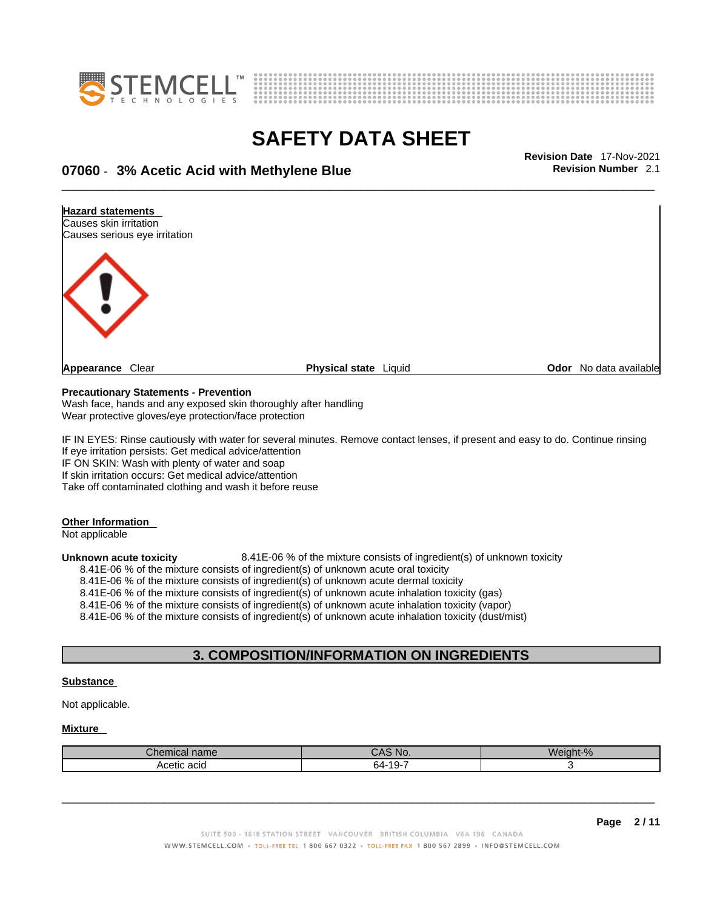**Hazard statements**

Causes skin irritation

Causes serious eye irritation

**Appearance** Clear | **Physical state** Liquid | **Odor** No data available

**Precautionary Statements - Prevention**

Wash face, hands and any exposed skin thoroughly after handling

Wear protective gloves/eye protection/face protection

IF IN EYES: Rinse cautiously with water for several minutes. Remove contact lenses, if present and easy to do. Continue rinsing

If eye irritation persists: Get medical advice/attention

IF ON SKIN: Wash with plenty of water and soap

If skin irritation occurs: Get medical advice/attention

Take off contaminated clothing and wash it before reuse

**Other Information**

Not applicable

**Unknown acute toxicity** 8.41E-06 % of the mixture consists of ingredient(s) of unknown toxicity

8.41E-06 % of the mixture consists of ingredient(s) of unknown acute oral toxicity

8.41E-06 % of the mixture consists of ingredient(s) of unknown acute dermal toxicity

8.41E-06 % of the mixture consists of ingredient(s) of unknown acute inhalation toxicity (gas)

8.41E-06 % of the mixture consists of ingredient(s) of unknown acute inhalation toxicity (vapor)

8.41E-06 % of the mixture consists of ingredient(s) of unknown acute inhalation toxicity (dust/mist)

## 3. COMPOSITION/INFORMATION ON INGREDIENTS

**Substance**

Not applicable.

**Mixture**

| Chemical name | CAS No. | Weight-% |
|---|---|---|
| Acetic acid | 64-19-7 | 3 |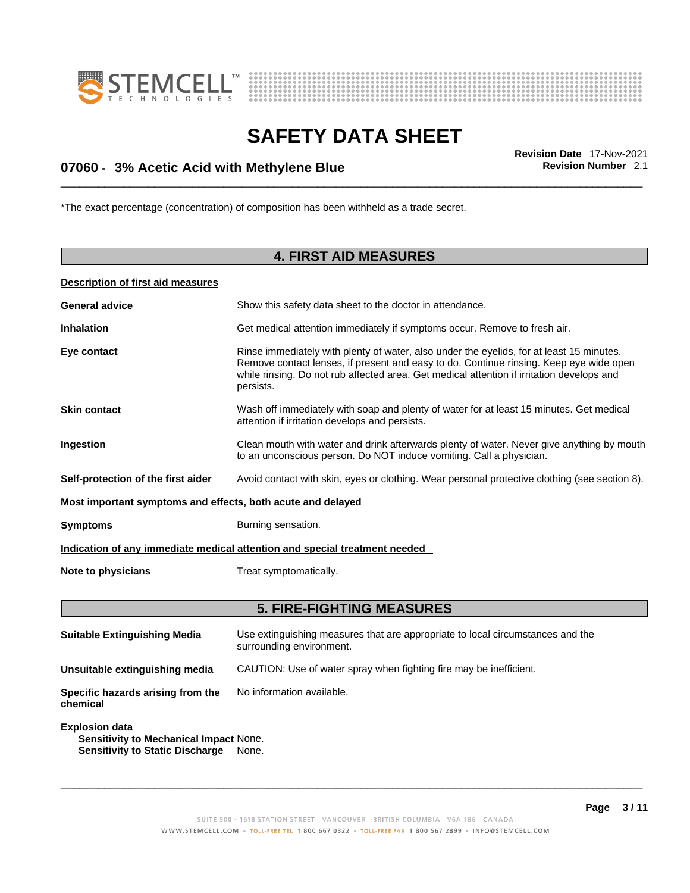*The exact percentage (concentration) of composition has been withheld as a trade secret.

## 4. FIRST AID MEASURES

**Description of first aid measures**

| | |
|---|---|
| **General advice** | Show this safety data sheet to the doctor in attendance. |
| **Inhalation** | Get medical attention immediately if symptoms occur. Remove to fresh air. |
| **Eye contact** | Rinse immediately with plenty of water, also under the eyelids, for at least 15 minutes. Remove contact lenses, if present and easy to do. Continue rinsing. Keep eye wide open while rinsing. Do not rub affected area. Get medical attention if irritation develops and persists. |
| **Skin contact** | Wash off immediately with soap and plenty of water for at least 15 minutes. Get medical attention if irritation develops and persists. |
| **Ingestion** | Clean mouth with water and drink afterwards plenty of water. Never give anything by mouth to an unconscious person. Do NOT induce vomiting. Call a physician. |
| **Self-protection of the first aider** | Avoid contact with skin, eyes or clothing. Wear personal protective clothing (see section 8). |

**Most important symptoms and effects, both acute and delayed**

| | |
|---|---|
| **Symptoms** | Burning sensation. |

**Indication of any immediate medical attention and special treatment needed**

| | |
|---|---|
| **Note to physicians** | Treat symptomatically. |

## 5. FIRE-FIGHTING MEASURES

| | |
|---|---|
| **Suitable Extinguishing Media** | Use extinguishing measures that are appropriate to local circumstances and the surrounding environment. |
| **Unsuitable extinguishing media** | CAUTION: Use of water spray when fighting fire may be inefficient. |
| **Specific hazards arising from the chemical** | No information available. |

**Explosion data**

| | |
|---|---|
| **Sensitivity to Mechanical Impact** | None. |
| **Sensitivity to Static Discharge** | None. |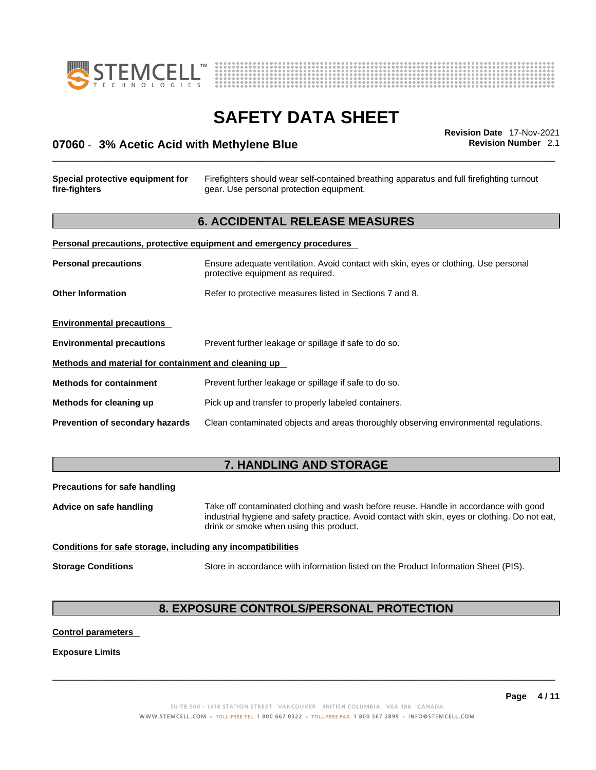| | |
|---|---|
| **Special protective equipment for fire-fighters** | Firefighters should wear self-contained breathing apparatus and full firefighting turnout gear. Use personal protection equipment. |

## 6. ACCIDENTAL RELEASE MEASURES

**Personal precautions, protective equipment and emergency procedures**

| | |
|---|---|
| **Personal precautions** | Ensure adequate ventilation. Avoid contact with skin, eyes or clothing. Use personal protective equipment as required. |
| **Other Information** | Refer to protective measures listed in Sections 7 and 8. |

**Environmental precautions**

| | |
|---|---|
| **Environmental precautions** | Prevent further leakage or spillage if safe to do so. |

**Methods and material for containment and cleaning up**

| | |
|---|---|
| **Methods for containment** | Prevent further leakage or spillage if safe to do so. |
| **Methods for cleaning up** | Pick up and transfer to properly labeled containers. |
| **Prevention of secondary hazards** | Clean contaminated objects and areas thoroughly observing environmental regulations. |

## 7. HANDLING AND STORAGE

**Precautions for safe handling**

| | |
|---|---|
| **Advice on safe handling** | Take off contaminated clothing and wash before reuse. Handle in accordance with good industrial hygiene and safety practice. Avoid contact with skin, eyes or clothing. Do not eat, drink or smoke when using this product. |

**Conditions for safe storage, including any incompatibilities**

| | |
|---|---|
| **Storage Conditions** | Store in accordance with information listed on the Product Information Sheet (PIS). |

## 8. EXPOSURE CONTROLS/PERSONAL PROTECTION

**Control parameters**

**Exposure Limits**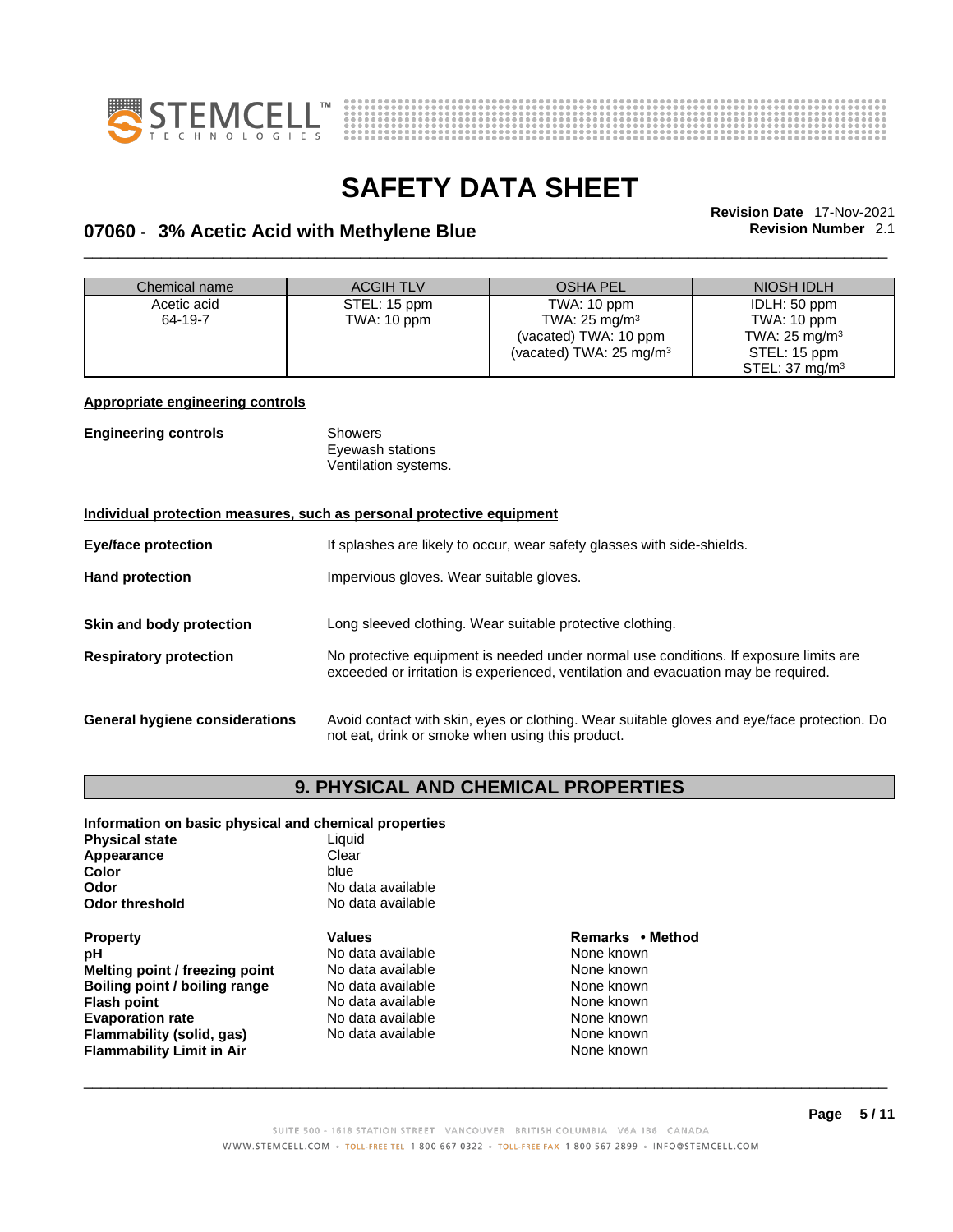| Chemical name | ACGIH TLV | OSHA PEL | NIOSH IDLH |
|---|---|---|---|
| Acetic acid<br>64-19-7 | STEL: 15 ppm<br>TWA: 10 ppm | TWA: 10 ppm<br>TWA: 25 mg/m³<br>(vacated) TWA: 10 ppm<br>(vacated) TWA: 25 mg/m³ | IDLH: 50 ppm<br>TWA: 10 ppm<br>TWA: 25 mg/m³<br>STEL: 15 ppm<br>STEL: 37 mg/m³ |

**Appropriate engineering controls**

**Engineering controls**
Showers
Eyewash stations
Ventilation systems.

**Individual protection measures, such as personal protective equipment**

**Eye/face protection** If splashes are likely to occur, wear safety glasses with side-shields.

**Hand protection** Impervious gloves. Wear suitable gloves.

**Skin and body protection** Long sleeved clothing. Wear suitable protective clothing.

**Respiratory protection** No protective equipment is needed under normal use conditions. If exposure limits are exceeded or irritation is experienced, ventilation and evacuation may be required.

**General hygiene considerations** Avoid contact with skin, eyes or clothing. Wear suitable gloves and eye/face protection. Do not eat, drink or smoke when using this product.

## 9. PHYSICAL AND CHEMICAL PROPERTIES

**Information on basic physical and chemical properties**

| | |
|---|---|
| **Physical state** | Liquid |
| **Appearance** | Clear |
| **Color** | blue |
| **Odor** | No data available |
| **Odor threshold** | No data available |

| Property | Values | Remarks • Method |
|---|---|---|
| **pH** | No data available | None known |
| **Melting point / freezing point** | No data available | None known |
| **Boiling point / boiling range** | No data available | None known |
| **Flash point** | No data available | None known |
| **Evaporation rate** | No data available | None known |
| **Flammability (solid, gas)** | No data available | None known |
| **Flammability Limit in Air** | | None known |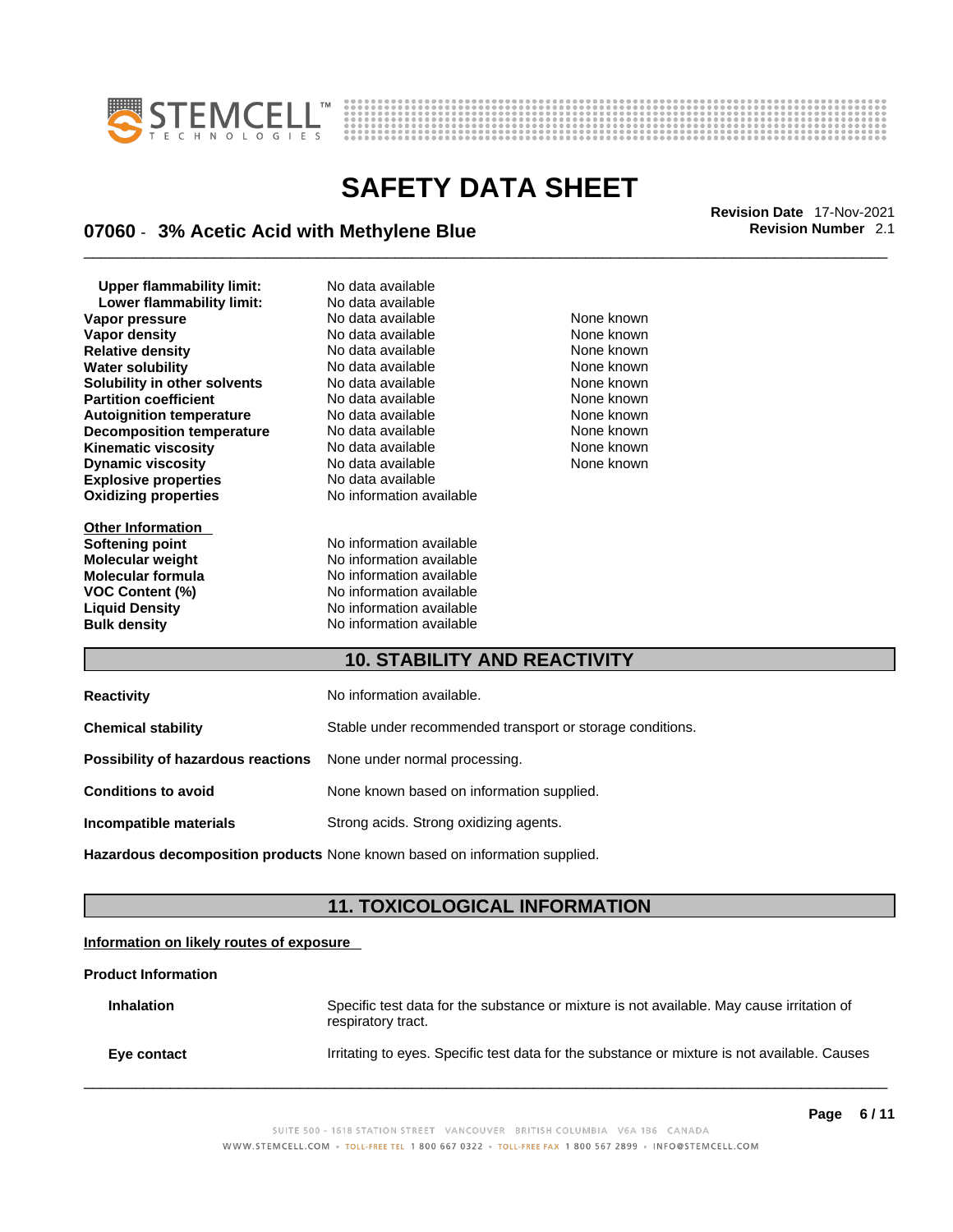| Property | Values | Remarks |
|---|---|---|
| **Upper flammability limit:** | No data available | |
| **Lower flammability limit:** | No data available | |
| **Vapor pressure** | No data available | None known |
| **Vapor density** | No data available | None known |
| **Relative density** | No data available | None known |
| **Water solubility** | No data available | None known |
| **Solubility in other solvents** | No data available | None known |
| **Partition coefficient** | No data available | None known |
| **Autoignition temperature** | No data available | None known |
| **Decomposition temperature** | No data available | None known |
| **Kinematic viscosity** | No data available | None known |
| **Dynamic viscosity** | No data available | None known |
| **Explosive properties** | No data available | |
| **Oxidizing properties** | No information available | |

**Other Information**

| | |
|---|---|
| **Softening point** | No information available |
| **Molecular weight** | No information available |
| **Molecular formula** | No information available |
| **VOC Content (%)** | No information available |
| **Liquid Density** | No information available |
| **Bulk density** | No information available |

## 10. STABILITY AND REACTIVITY

**Reactivity** No information available.

**Chemical stability** Stable under recommended transport or storage conditions.

**Possibility of hazardous reactions** None under normal processing.

**Conditions to avoid** None known based on information supplied.

**Incompatible materials** Strong acids. Strong oxidizing agents.

**Hazardous decomposition products** None known based on information supplied.

## 11. TOXICOLOGICAL INFORMATION

**Information on likely routes of exposure**

**Product Information**

**Inhalation** Specific test data for the substance or mixture is not available. May cause irritation of respiratory tract.

**Eye contact** Irritating to eyes. Specific test data for the substance or mixture is not available. Causes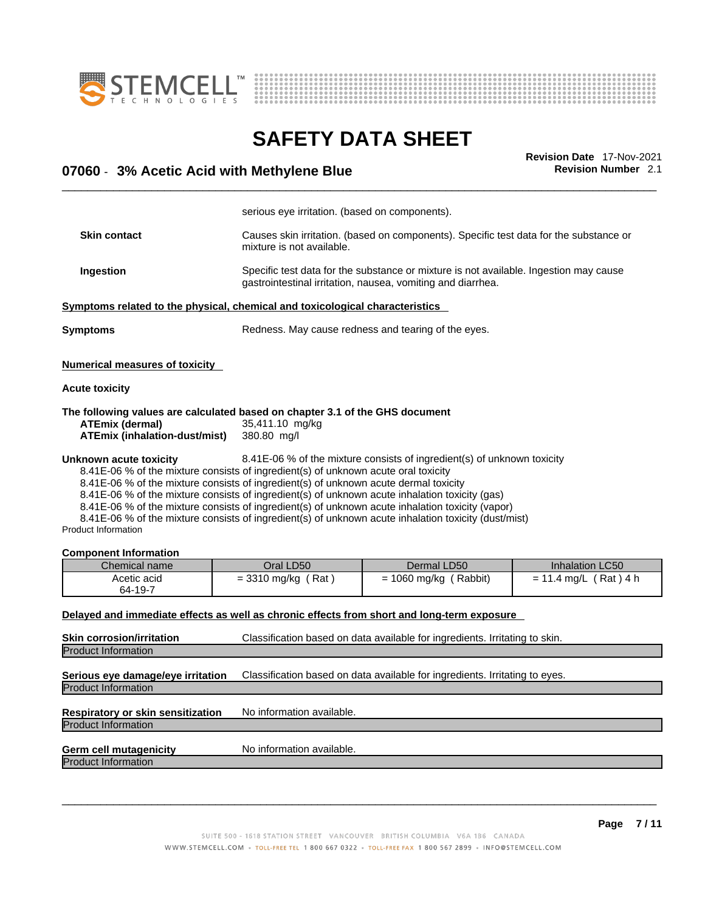serious eye irritation. (based on components).

**Skin contact** Causes skin irritation. (based on components). Specific test data for the substance or mixture is not available.

**Ingestion** Specific test data for the substance or mixture is not available. Ingestion may cause gastrointestinal irritation, nausea, vomiting and diarrhea.

**Symptoms related to the physical, chemical and toxicological characteristics**

**Symptoms** Redness. May cause redness and tearing of the eyes.

**Numerical measures of toxicity**

**Acute toxicity**

**The following values are calculated based on chapter 3.1 of the GHS document**

**ATEmix (dermal)** 35,411.10 mg/kg
**ATEmix (inhalation-dust/mist)** 380.80 mg/l

**Unknown acute toxicity** 8.41E-06 % of the mixture consists of ingredient(s) of unknown toxicity

8.41E-06 % of the mixture consists of ingredient(s) of unknown acute oral toxicity
8.41E-06 % of the mixture consists of ingredient(s) of unknown acute dermal toxicity
8.41E-06 % of the mixture consists of ingredient(s) of unknown acute inhalation toxicity (gas)
8.41E-06 % of the mixture consists of ingredient(s) of unknown acute inhalation toxicity (vapor)
8.41E-06 % of the mixture consists of ingredient(s) of unknown acute inhalation toxicity (dust/mist)

Product Information

**Component Information**

| Chemical name | Oral LD50 | Dermal LD50 | Inhalation LC50 |
|---|---|---|---|
| Acetic acid 64-19-7 | = 3310 mg/kg ( Rat ) | = 1060 mg/kg ( Rabbit) | = 11.4 mg/L ( Rat ) 4 h |

**Delayed and immediate effects as well as chronic effects from short and long-term exposure**

**Skin corrosion/irritation** Classification based on data available for ingredients. Irritating to skin.

Product Information

**Serious eye damage/eye irritation** Classification based on data available for ingredients. Irritating to eyes.

Product Information

**Respiratory or skin sensitization** No information available.

Product Information

**Germ cell mutagenicity** No information available.

Product Information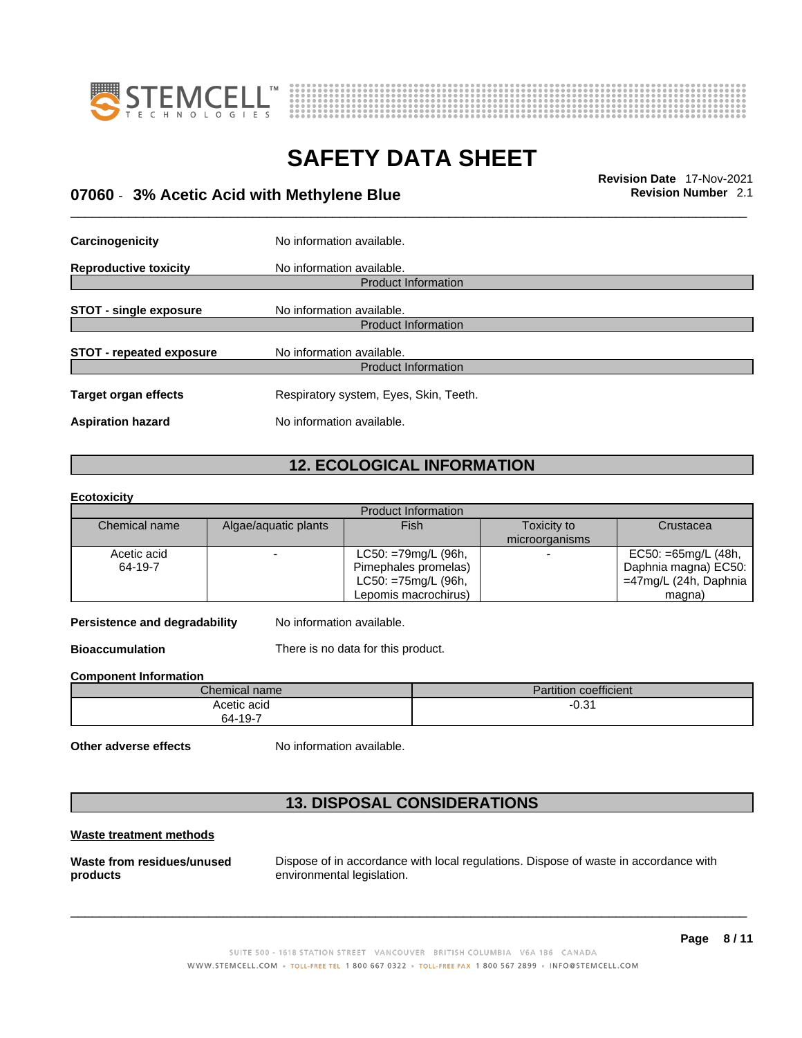**Carcinogenicity** No information available.

**Reproductive toxicity** No information available.

Product Information

**STOT - single exposure** No information available.

Product Information

**STOT - repeated exposure** No information available.

Product Information

**Target organ effects** Respiratory system, Eyes, Skin, Teeth.

**Aspiration hazard** No information available.

## 12. ECOLOGICAL INFORMATION

**Ecotoxicity**

| Product Information | | | | |
|---|---|---|---|---|
| Chemical name | Algae/aquatic plants | Fish | Toxicity to microorganisms | Crustacea |
| Acetic acid 64-19-7 | - | LC50: =79mg/L (96h, Pimephales promelas) LC50: =75mg/L (96h, Lepomis macrochirus) | - | EC50: =65mg/L (48h, Daphnia magna) EC50: =47mg/L (24h, Daphnia magna) |

**Persistence and degradability** No information available.

**Bioaccumulation** There is no data for this product.

**Component Information**

| Chemical name | Partition coefficient |
|---|---|
| Acetic acid 64-19-7 | -0.31 |

**Other adverse effects** No information available.

## 13. DISPOSAL CONSIDERATIONS

**Waste treatment methods**

**Waste from residues/unused products** Dispose of in accordance with local regulations. Dispose of waste in accordance with environmental legislation.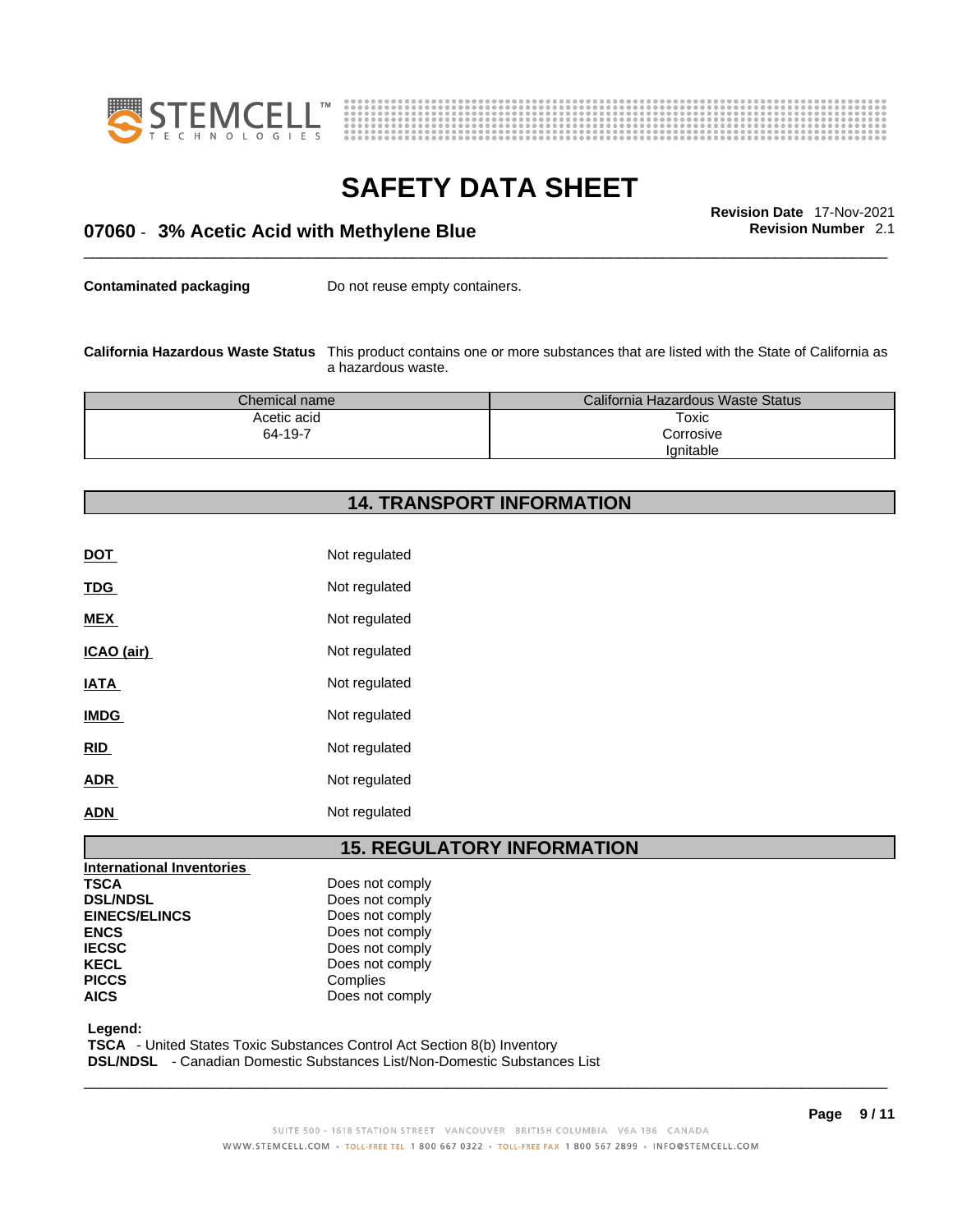**Contaminated packaging** Do not reuse empty containers.

**California Hazardous Waste Status** This product contains one or more substances that are listed with the State of California as a hazardous waste.

| Chemical name | California Hazardous Waste Status |
| --- | --- |
| Acetic acid<br>64-19-7 | Toxic<br>Corrosive<br>Ignitable |

## 14. TRANSPORT INFORMATION

**DOT** Not regulated

**TDG** Not regulated

**MEX** Not regulated

**ICAO (air)** Not regulated

**IATA** Not regulated

**IMDG** Not regulated

**RID** Not regulated

**ADR** Not regulated

**ADN** Not regulated

## 15. REGULATORY INFORMATION

**International Inventories**

| | |
| --- | --- |
| **TSCA** | Does not comply |
| **DSL/NDSL** | Does not comply |
| **EINECS/ELINCS** | Does not comply |
| **ENCS** | Does not comply |
| **IECSC** | Does not comply |
| **KECL** | Does not comply |
| **PICCS** | Complies |
| **AICS** | Does not comply |

**Legend:**
**TSCA** - United States Toxic Substances Control Act Section 8(b) Inventory
**DSL/NDSL** - Canadian Domestic Substances List/Non-Domestic Substances List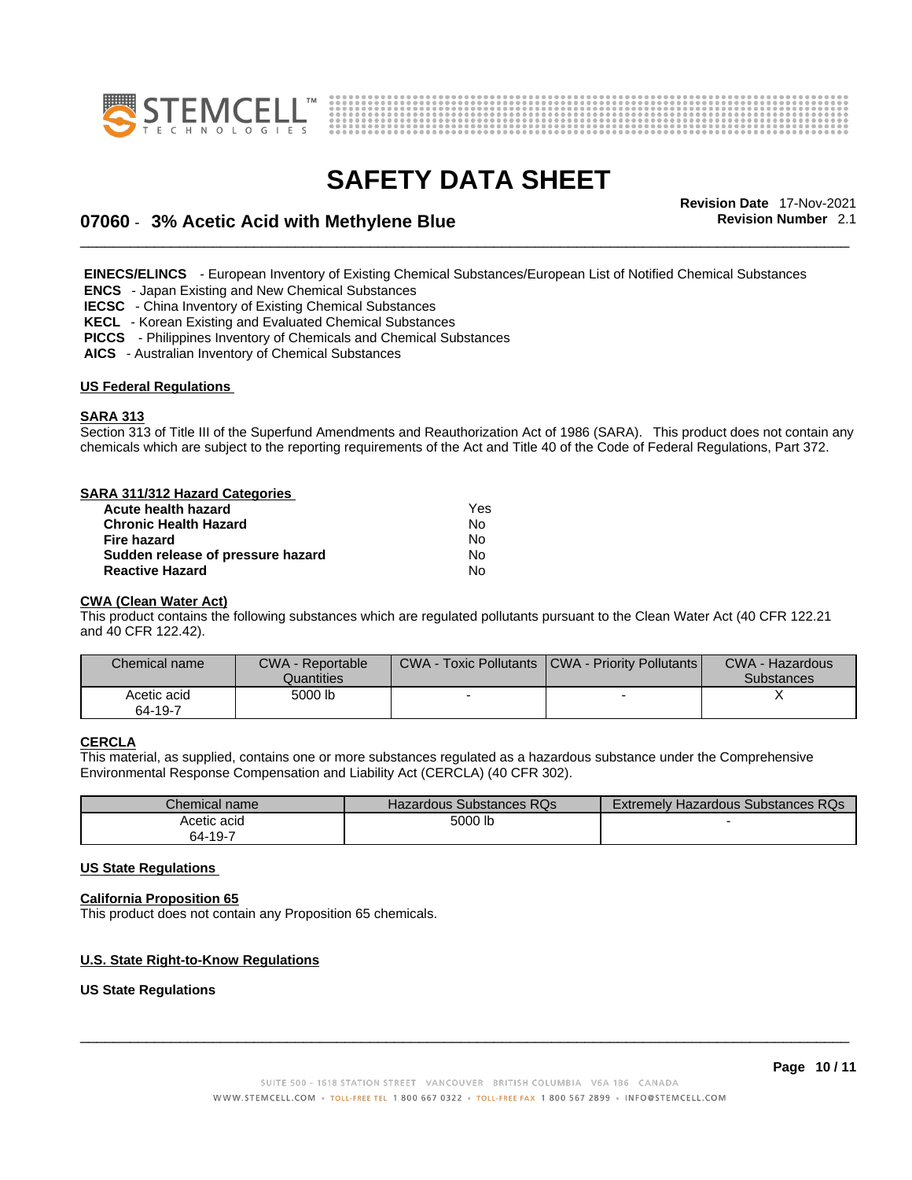**EINECS/ELINCS** - European Inventory of Existing Chemical Substances/European List of Notified Chemical Substances
**ENCS** - Japan Existing and New Chemical Substances
**IECSC** - China Inventory of Existing Chemical Substances
**KECL** - Korean Existing and Evaluated Chemical Substances
**PICCS** - Philippines Inventory of Chemicals and Chemical Substances
**AICS** - Australian Inventory of Chemical Substances

## US Federal Regulations

### SARA 313

Section 313 of Title III of the Superfund Amendments and Reauthorization Act of 1986 (SARA). This product does not contain any chemicals which are subject to the reporting requirements of the Act and Title 40 of the Code of Federal Regulations, Part 372.

### SARA 311/312 Hazard Categories

| | |
|---|---|
| **Acute health hazard** | Yes |
| **Chronic Health Hazard** | No |
| **Fire hazard** | No |
| **Sudden release of pressure hazard** | No |
| **Reactive Hazard** | No |

### CWA (Clean Water Act)

This product contains the following substances which are regulated pollutants pursuant to the Clean Water Act (40 CFR 122.21 and 40 CFR 122.42).

| Chemical name | CWA - Reportable Quantities | CWA - Toxic Pollutants | CWA - Priority Pollutants | CWA - Hazardous Substances |
|---|---|---|---|---|
| Acetic acid 64-19-7 | 5000 lb | - | - | X |

### CERCLA

This material, as supplied, contains one or more substances regulated as a hazardous substance under the Comprehensive Environmental Response Compensation and Liability Act (CERCLA) (40 CFR 302).

| Chemical name | Hazardous Substances RQs | Extremely Hazardous Substances RQs |
|---|---|---|
| Acetic acid 64-19-7 | 5000 lb | - |

## US State Regulations

### California Proposition 65

This product does not contain any Proposition 65 chemicals.

### U.S. State Right-to-Know Regulations

**US State Regulations**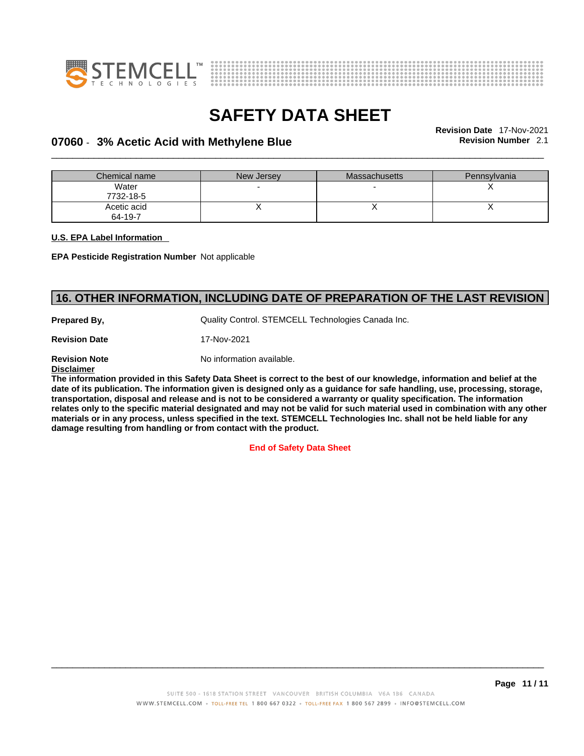| Chemical name | New Jersey | Massachusetts | Pennsylvania |
| --- | --- | --- | --- |
| Water<br>7732-18-5 | - | - | X |
| Acetic acid<br>64-19-7 | X | X | X |

**U.S. EPA Label Information**

**EPA Pesticide Registration Number** Not applicable

## 16. OTHER INFORMATION, INCLUDING DATE OF PREPARATION OF THE LAST REVISION

**Prepared By,** Quality Control. STEMCELL Technologies Canada Inc.

**Revision Date** 17-Nov-2021

**Revision Note** No information available.

**Disclaimer**

**The information provided in this Safety Data Sheet is correct to the best of our knowledge, information and belief at the date of its publication. The information given is designed only as a guidance for safe handling, use, processing, storage, transportation, disposal and release and is not to be considered a warranty or quality specification. The information relates only to the specific material designated and may not be valid for such material used in combination with any other materials or in any process, unless specified in the text. STEMCELL Technologies Inc. shall not be held liable for any damage resulting from handling or from contact with the product.**

**End of Safety Data Sheet**